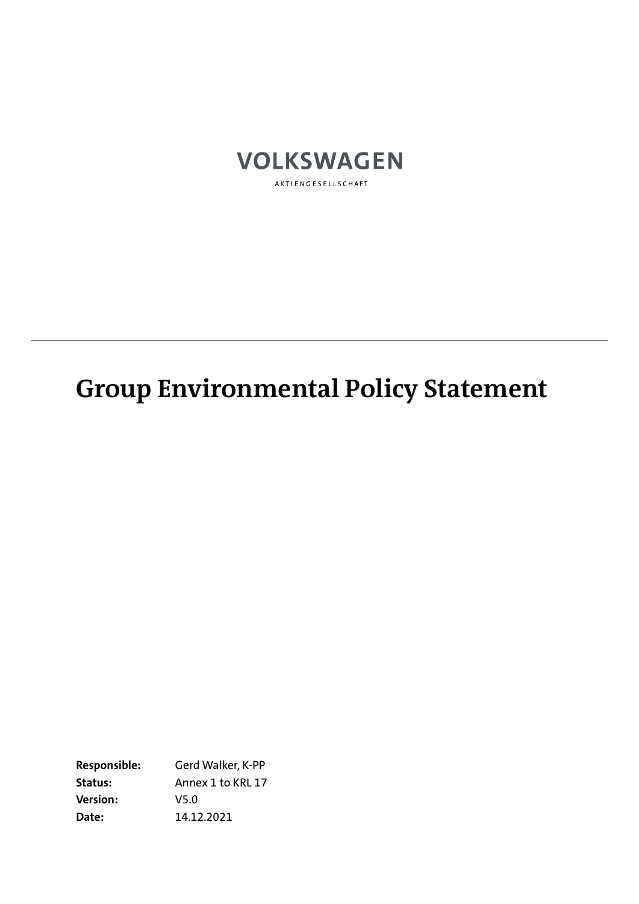VOLKSWAGEN

AKTIENGESELLSCHAFT

---

# Group Environmental Policy Statement

**Responsible:** Gerd Walker, K-PP
**Status:** Annex 1 to KRL 17
**Version:** V5.0
**Date:** 14.12.2021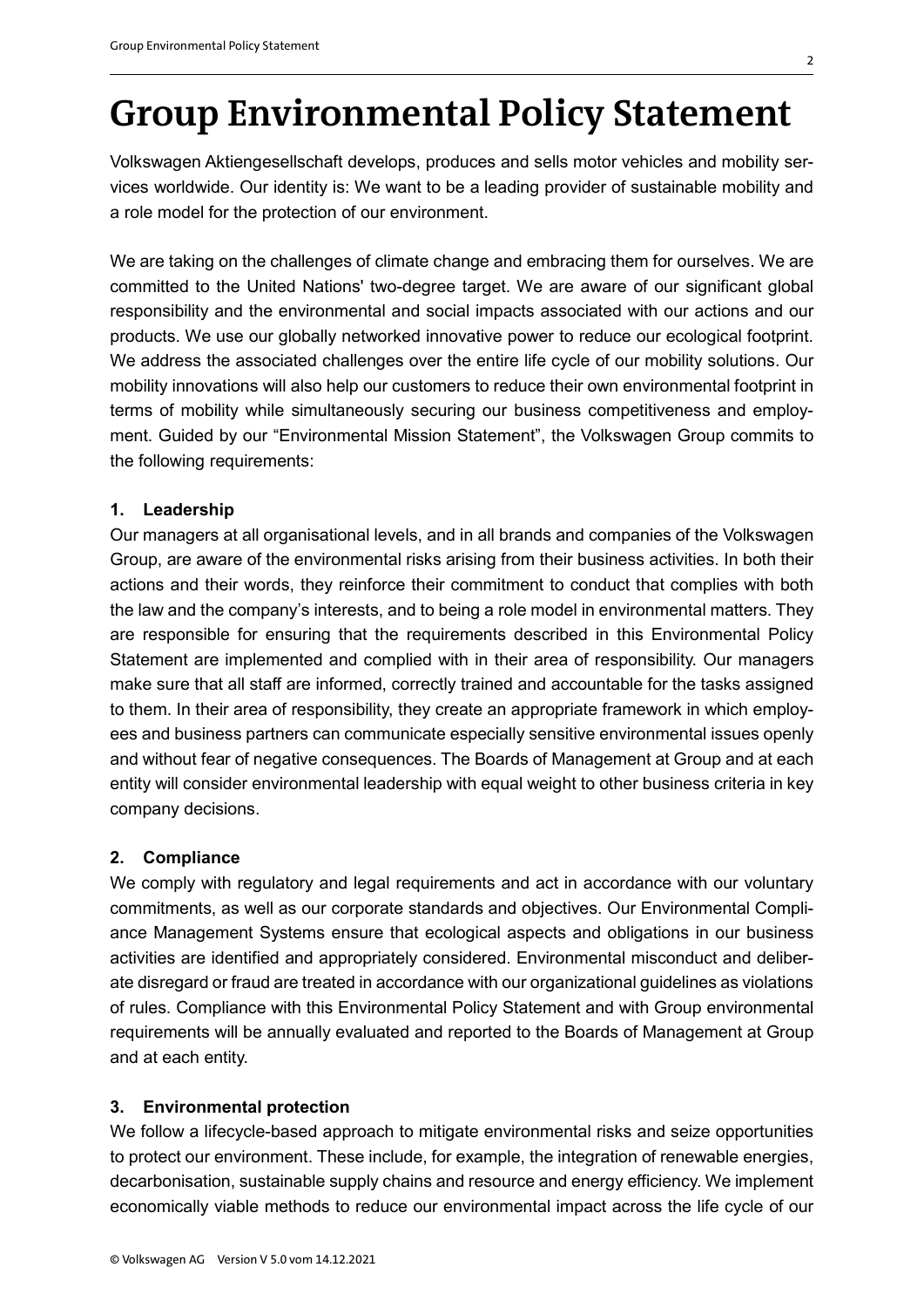# Group Environmental Policy Statement

Volkswagen Aktiengesellschaft develops, produces and sells motor vehicles and mobility services worldwide. Our identity is: We want to be a leading provider of sustainable mobility and a role model for the protection of our environment.

We are taking on the challenges of climate change and embracing them for ourselves. We are committed to the United Nations' two-degree target. We are aware of our significant global responsibility and the environmental and social impacts associated with our actions and our products. We use our globally networked innovative power to reduce our ecological footprint. We address the associated challenges over the entire life cycle of our mobility solutions. Our mobility innovations will also help our customers to reduce their own environmental footprint in terms of mobility while simultaneously securing our business competitiveness and employment. Guided by our "Environmental Mission Statement", the Volkswagen Group commits to the following requirements:

**1. Leadership**

Our managers at all organisational levels, and in all brands and companies of the Volkswagen Group, are aware of the environmental risks arising from their business activities. In both their actions and their words, they reinforce their commitment to conduct that complies with both the law and the company's interests, and to being a role model in environmental matters. They are responsible for ensuring that the requirements described in this Environmental Policy Statement are implemented and complied with in their area of responsibility. Our managers make sure that all staff are informed, correctly trained and accountable for the tasks assigned to them. In their area of responsibility, they create an appropriate framework in which employees and business partners can communicate especially sensitive environmental issues openly and without fear of negative consequences. The Boards of Management at Group and at each entity will consider environmental leadership with equal weight to other business criteria in key company decisions.

**2. Compliance**

We comply with regulatory and legal requirements and act in accordance with our voluntary commitments, as well as our corporate standards and objectives. Our Environmental Compliance Management Systems ensure that ecological aspects and obligations in our business activities are identified and appropriately considered. Environmental misconduct and deliberate disregard or fraud are treated in accordance with our organizational guidelines as violations of rules. Compliance with this Environmental Policy Statement and with Group environmental requirements will be annually evaluated and reported to the Boards of Management at Group and at each entity.

**3. Environmental protection**

We follow a lifecycle-based approach to mitigate environmental risks and seize opportunities to protect our environment. These include, for example, the integration of renewable energies, decarbonisation, sustainable supply chains and resource and energy efficiency. We implement economically viable methods to reduce our environmental impact across the life cycle of our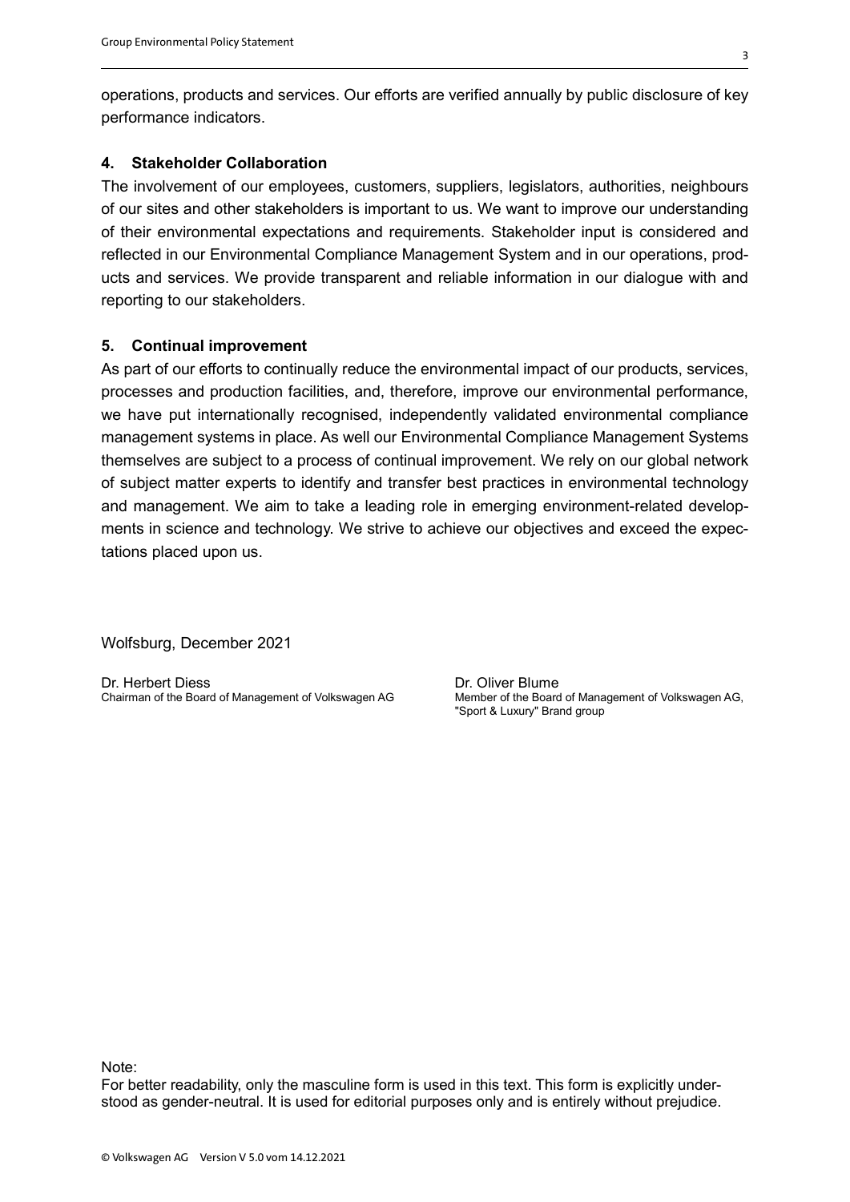operations, products and services. Our efforts are verified annually by public disclosure of key performance indicators.

### 4. Stakeholder Collaboration

The involvement of our employees, customers, suppliers, legislators, authorities, neighbours of our sites and other stakeholders is important to us. We want to improve our understanding of their environmental expectations and requirements. Stakeholder input is considered and reflected in our Environmental Compliance Management System and in our operations, products and services. We provide transparent and reliable information in our dialogue with and reporting to our stakeholders.

### 5. Continual improvement

As part of our efforts to continually reduce the environmental impact of our products, services, processes and production facilities, and, therefore, improve our environmental performance, we have put internationally recognised, independently validated environmental compliance management systems in place. As well our Environmental Compliance Management Systems themselves are subject to a process of continual improvement. We rely on our global network of subject matter experts to identify and transfer best practices in environmental technology and management. We aim to take a leading role in emerging environment-related developments in science and technology. We strive to achieve our objectives and exceed the expectations placed upon us.

Wolfsburg, December 2021

Dr. Herbert Diess
Chairman of the Board of Management of Volkswagen AG

Dr. Oliver Blume
Member of the Board of Management of Volkswagen AG, "Sport & Luxury" Brand group

Note:
For better readability, only the masculine form is used in this text. This form is explicitly understood as gender-neutral. It is used for editorial purposes only and is entirely without prejudice.

© Volkswagen AG Version V 5.0 vom 14.12.2021